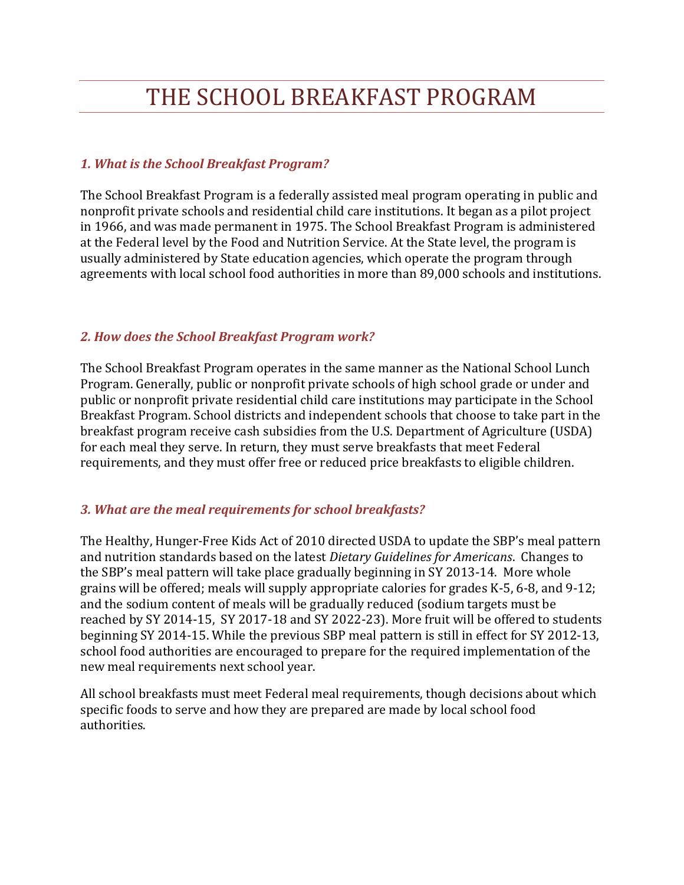# THE SCHOOL BREAKFAST PROGRAM

### *1. What is the School Breakfast Program?*

The School Breakfast Program is a federally assisted meal program operating in public and nonprofit private schools and residential child care institutions. It began as a pilot project in 1966, and was made permanent in 1975. The School Breakfast Program is administered at the Federal level by the Food and Nutrition Service. At the State level, the program is usually administered by State education agencies, which operate the program through agreements with local school food authorities in more than 89,000 schools and institutions.

### *2. How does the School Breakfast Program work?*

The School Breakfast Program operates in the same manner as the National School Lunch Program. Generally, public or nonprofit private schools of high school grade or under and public or nonprofit private residential child care institutions may participate in the School Breakfast Program. School districts and independent schools that choose to take part in the breakfast program receive cash subsidies from the U.S. Department of Agriculture (USDA) for each meal they serve. In return, they must serve breakfasts that meet Federal requirements, and they must offer free or reduced price breakfasts to eligible children.

### *3. What are the meal requirements for school breakfasts?*

The Healthy, Hunger-Free Kids Act of 2010 directed USDA to update the SBP's meal pattern and nutrition standards based on the latest *Dietary Guidelines for Americans*. Changes to the SBP's meal pattern will take place gradually beginning in SY 2013-14. More whole grains will be offered; meals will supply appropriate calories for grades K-5, 6-8, and 9-12; and the sodium content of meals will be gradually reduced (sodium targets must be reached by SY 2014-15, SY 2017-18 and SY 2022-23). More fruit will be offered to students beginning SY 2014-15. While the previous SBP meal pattern is still in effect for SY 2012-13, school food authorities are encouraged to prepare for the required implementation of the new meal requirements next school year.

All school breakfasts must meet Federal meal requirements, though decisions about which specific foods to serve and how they are prepared are made by local school food authorities.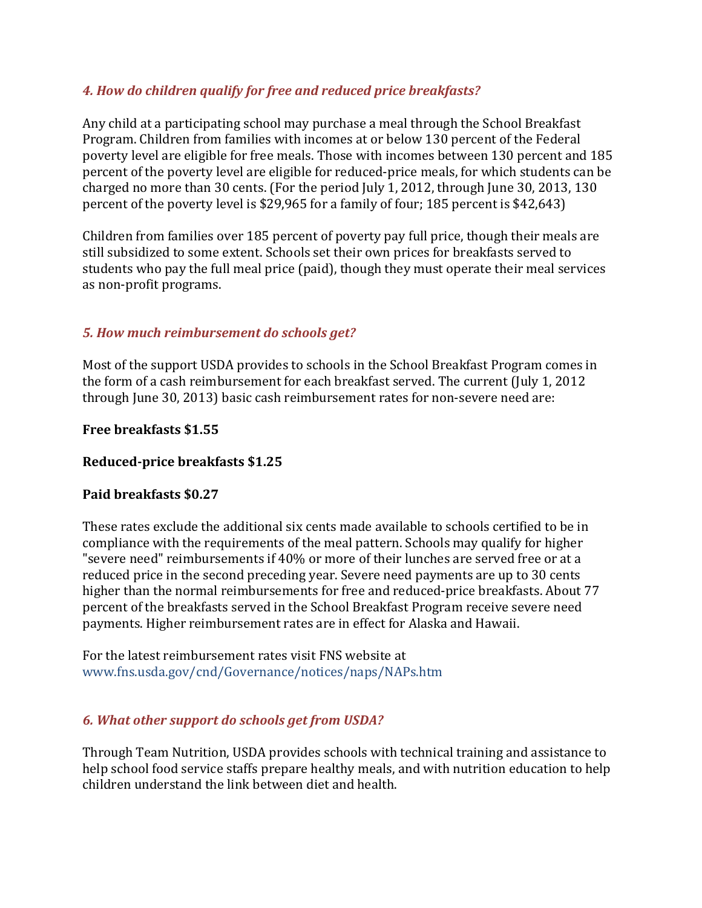### *4. How do children qualify for free and reduced price breakfasts?*

Any child at a participating school may purchase a meal through the School Breakfast Program. Children from families with incomes at or below 130 percent of the Federal poverty level are eligible for free meals. Those with incomes between 130 percent and 185 percent of the poverty level are eligible for reduced-price meals, for which students can be charged no more than 30 cents. (For the period July 1, 2012, through June 30, 2013, 130 percent of the poverty level is $29,965 for a family of four; 185 percent is $42,643)

Children from families over 185 percent of poverty pay full price, though their meals are still subsidized to some extent. Schools set their own prices for breakfasts served to students who pay the full meal price (paid), though they must operate their meal services as non-profit programs.

### *5. How much reimbursement do schools get?*

Most of the support USDA provides to schools in the School Breakfast Program comes in the form of a cash reimbursement for each breakfast served. The current (July 1, 2012 through June 30, 2013) basic cash reimbursement rates for non-severe need are:

**Free breakfasts $1.55**

**Reduced-price breakfasts $1.25**

**Paid breakfasts $0.27**

These rates exclude the additional six cents made available to schools certified to be in compliance with the requirements of the meal pattern. Schools may qualify for higher "severe need" reimbursements if 40% or more of their lunches are served free or at a reduced price in the second preceding year. Severe need payments are up to 30 cents higher than the normal reimbursements for free and reduced-price breakfasts. About 77 percent of the breakfasts served in the School Breakfast Program receive severe need payments. Higher reimbursement rates are in effect for Alaska and Hawaii.

For the latest reimbursement rates visit FNS website at www.fns.usda.gov/cnd/Governance/notices/naps/NAPs.htm

### *6. What other support do schools get from USDA?*

Through Team Nutrition, USDA provides schools with technical training and assistance to help school food service staffs prepare healthy meals, and with nutrition education to help children understand the link between diet and health.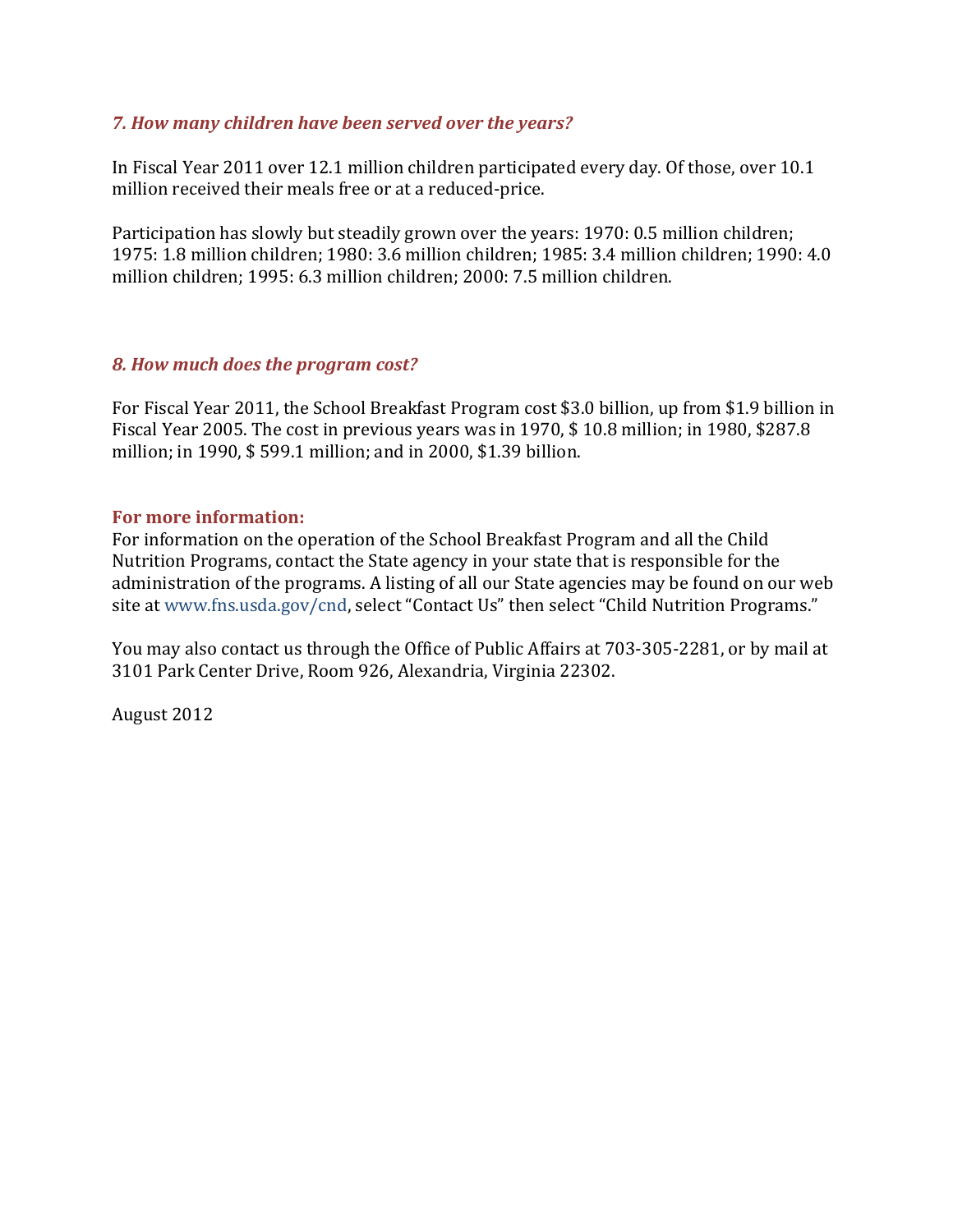### *7. How many children have been served over the years?*

In Fiscal Year 2011 over 12.1 million children participated every day. Of those, over 10.1 million received their meals free or at a reduced-price.

Participation has slowly but steadily grown over the years: 1970: 0.5 million children; 1975: 1.8 million children; 1980: 3.6 million children; 1985: 3.4 million children; 1990: 4.0 million children; 1995: 6.3 million children; 2000: 7.5 million children.

### *8. How much does the program cost?*

For Fiscal Year 2011, the School Breakfast Program cost $3.0 billion, up from $1.9 billion in Fiscal Year 2005. The cost in previous years was in 1970, $ 10.8 million; in 1980, $287.8 million; in 1990, $ 599.1 million; and in 2000, $1.39 billion.

**For more information:**

For information on the operation of the School Breakfast Program and all the Child Nutrition Programs, contact the State agency in your state that is responsible for the administration of the programs. A listing of all our State agencies may be found on our web site at www.fns.usda.gov/cnd, select "Contact Us" then select "Child Nutrition Programs."

You may also contact us through the Office of Public Affairs at 703-305-2281, or by mail at 3101 Park Center Drive, Room 926, Alexandria, Virginia 22302.

August 2012